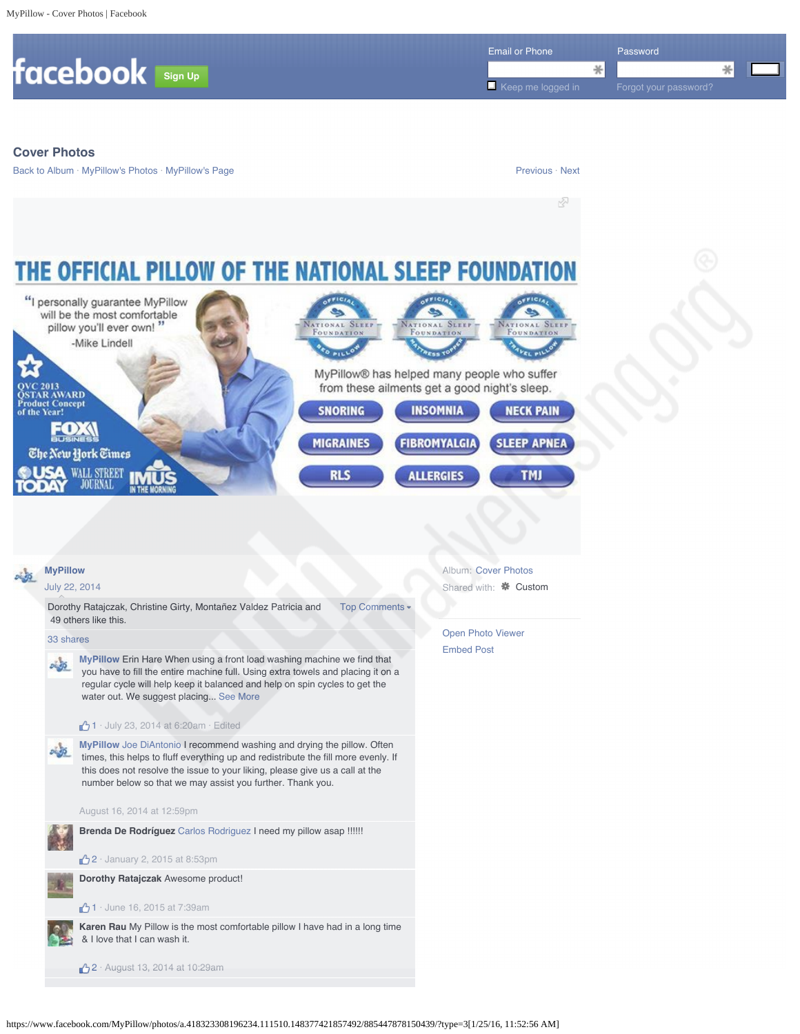MyPillow - Cover Photos | Facebook

facebook Sign Up

Email or Phone

Password

Keep me logged in

Forgot your password?

## Cover Photos

Back to Album · MyPillow's Photos · MyPillow's Page

Previous · Next

THE OFFICIAL PILLOW OF THE NATIONAL SLEEP FOUNDATION

"I personally guarantee MyPillow will be the most comfortable pillow you'll ever own!" -Mike Lindell

QVC 2013 QSTAR AWARD Product Concept of the Year!

FOX BUSINESS

The New York Times

USA TODAY

WALL STREET JOURNAL

IMUS IN THE MORNING

OFFICIAL NATIONAL SLEEP FOUNDATION BED PILLOW

OFFICIAL NATIONAL SLEEP FOUNDATION MATTRESS TOPPER

OFFICIAL NATIONAL SLEEP FOUNDATION TRAVEL PILLOW

MyPillow® has helped many people who suffer from these ailments get a good night's sleep.

SNORING · INSOMNIA · NECK PAIN · MIGRAINES · FIBROMYALGIA · SLEEP APNEA · RLS · ALLERGIES · TMJ

**MyPillow**
July 22, 2014

Album: Cover Photos
Shared with: Custom

Open Photo Viewer
Embed Post

Dorothy Ratajczak, Christine Girty, Montañez Valdez Patricia and 49 others like this.

Top Comments

33 shares

**MyPillow** Erin Hare When using a front load washing machine we find that you have to fill the entire machine full. Using extra towels and placing it on a regular cycle will help keep it balanced and help on spin cycles to get the water out. We suggest placing... See More

1 · July 23, 2014 at 6:20am · Edited

**MyPillow** Joe DiAntonio I recommend washing and drying the pillow. Often times, this helps to fluff everything up and redistribute the fill more evenly. If this does not resolve the issue to your liking, please give us a call at the number below so that we may assist you further. Thank you.

August 16, 2014 at 12:59pm

**Brenda De Rodríguez** Carlos Rodriguez I need my pillow asap !!!!!!

2 · January 2, 2015 at 8:53pm

**Dorothy Ratajczak** Awesome product!

1 · June 16, 2015 at 7:39am

**Karen Rau** My Pillow is the most comfortable pillow I have had in a long time & I love that I can wash it.

2 · August 13, 2014 at 10:29am

https://www.facebook.com/MyPillow/photos/a.418323308196234.111510.148377421857492/885447878150439/?type=3[1/25/16, 11:52:56 AM]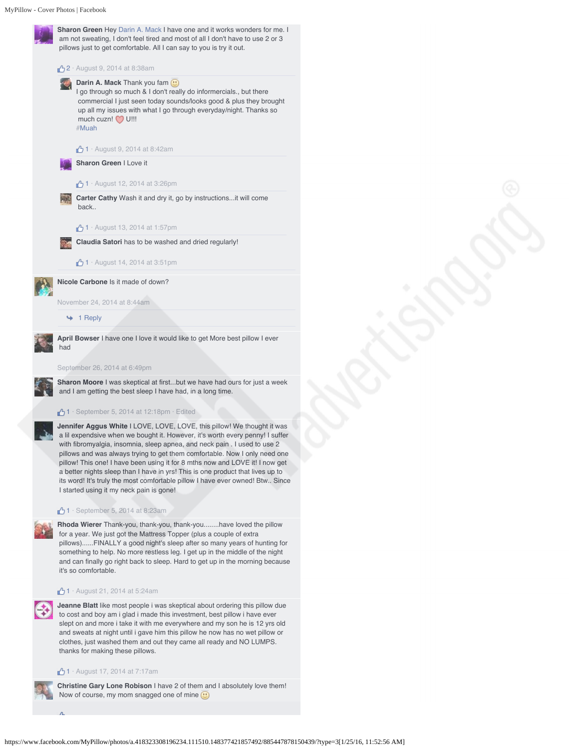**Sharon Green** Hey Darin A. Mack I have one and it works wonders for me. I am not sweating, I don't feel tired and most of all I don't have to use 2 or 3 pillows just to get comfortable. All I can say to you is try it out.

2 · August 9, 2014 at 8:38am

**Darin A. Mack** Thank you fam 🙂
I go through so much & I don't really do informercials., but there commercial I just seen today sounds/looks good & plus they brought up all my issues with what I go through everyday/night. Thanks so much cuzn! ❤ U!!!
#Muah

1 · August 9, 2014 at 8:42am

**Sharon Green** I Love it

1 · August 12, 2014 at 3:26pm

**Carter Cathy** Wash it and dry it, go by instructions...it will come back..

1 · August 13, 2014 at 1:57pm

**Claudia Satori** has to be washed and dried regularly!

1 · August 14, 2014 at 3:51pm

**Nicole Carbone** Is it made of down?

November 24, 2014 at 8:44am

1 Reply

**April Bowser** I have one I love it would like to get More best pillow I ever had

September 26, 2014 at 6:49pm

**Sharon Moore** I was skeptical at first...but we have had ours for just a week and I am getting the best sleep I have had, in a long time.

1 · September 5, 2014 at 12:18pm · Edited

**Jennifer Aggus White** I LOVE, LOVE, LOVE, this pillow! We thought it was a lil expendsive when we bought it. However, it's worth every penny! I suffer with fibromyalgia, insomnia, sleep apnea, and neck pain . I used to use 2 pillows and was always trying to get them comfortable. Now I only need one pillow! This one! I have been using it for 8 mths now and LOVE it! I now get a better nights sleep than I have in yrs! This is one product that lives up to its word! It's truly the most comfortable pillow I have ever owned! Btw.. Since I started using it my neck pain is gone!

1 · September 5, 2014 at 8:23am

**Rhoda Wierer** Thank-you, thank-you, thank-you........have loved the pillow for a year. We just got the Mattress Topper (plus a couple of extra pillows)......FINALLY a good night's sleep after so many years of hunting for something to help. No more restless leg. I get up in the middle of the night and can finally go right back to sleep. Hard to get up in the morning because it's so comfortable.

1 · August 21, 2014 at 5:24am

**Jeanne Blatt** like most people i was skeptical about ordering this pillow due to cost and boy am i glad i made this investment, best pillow i have ever slept on and more i take it with me everywhere and my son he is 12 yrs old and sweats at night until i gave him this pillow he now has no wet pillow or clothes, just washed them and out they came all ready and NO LUMPS. thanks for making these pillows.

1 · August 17, 2014 at 7:17am

**Christine Gary Lone Robison** I have 2 of them and I absolutely love them! Now of course, my mom snagged one of mine 🙂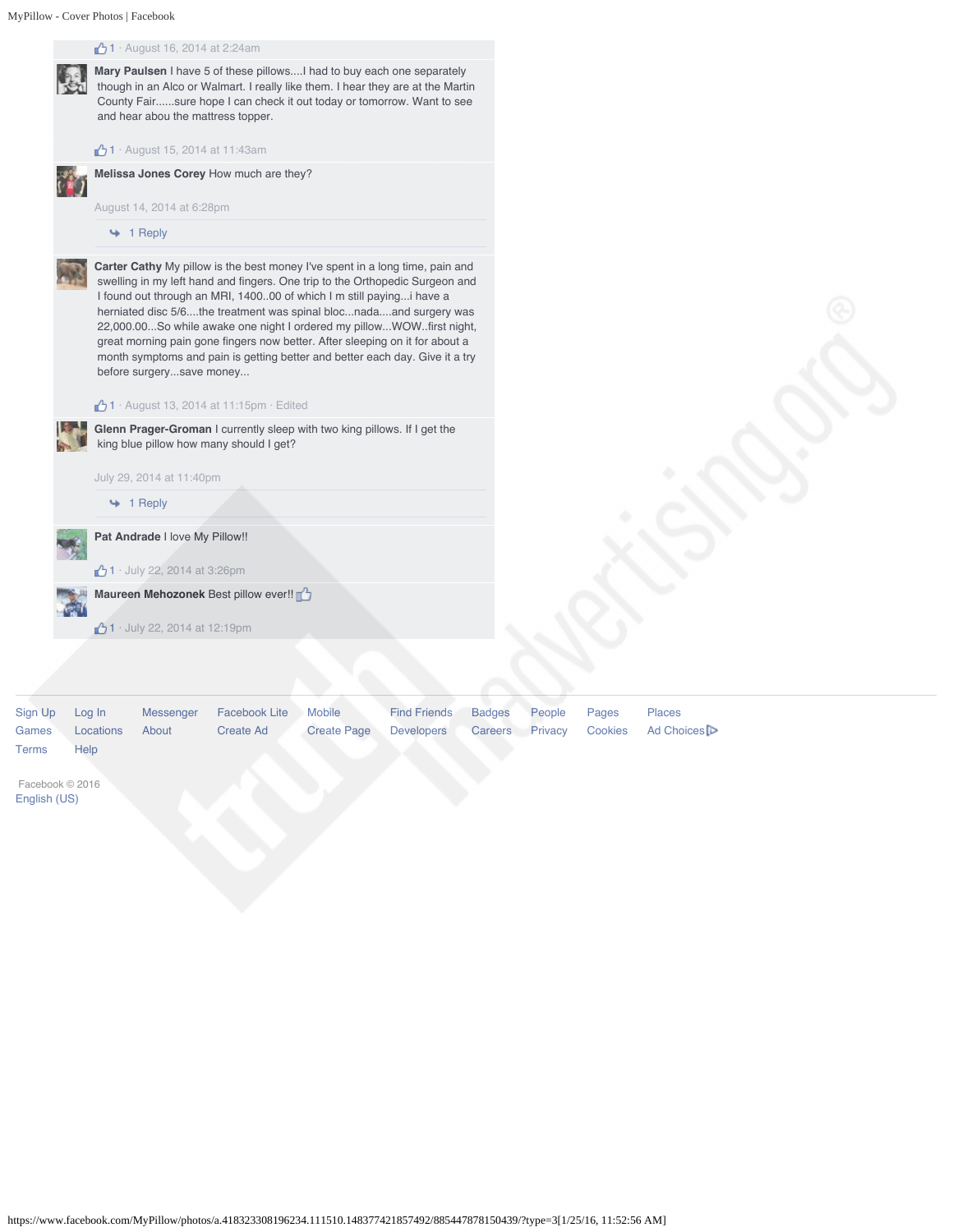1 · August 16, 2014 at 2:24am

**Mary Paulsen** I have 5 of these pillows....I had to buy each one separately though in an Alco or Walmart. I really like them. I hear they are at the Martin County Fair......sure hope I can check it out today or tomorrow. Want to see and hear abou the mattress topper.

1 · August 15, 2014 at 11:43am

**Melissa Jones Corey** How much are they?

August 14, 2014 at 6:28pm

1 Reply

**Carter Cathy** My pillow is the best money I've spent in a long time, pain and swelling in my left hand and fingers. One trip to the Orthopedic Surgeon and I found out through an MRI, 1400..00 of which I m still paying...i have a herniated disc 5/6....the treatment was spinal bloc...nada....and surgery was 22,000.00...So while awake one night I ordered my pillow...WOW..first night, great morning pain gone fingers now better. After sleeping on it for about a month symptoms and pain is getting better and better each day. Give it a try before surgery...save money...

1 · August 13, 2014 at 11:15pm · Edited

**Glenn Prager-Groman** I currently sleep with two king pillows. If I get the king blue pillow how many should I get?

July 29, 2014 at 11:40pm

1 Reply

**Pat Andrade** I love My Pillow!!

1 · July 22, 2014 at 3:26pm

**Maureen Mehozonek** Best pillow ever!!

1 · July 22, 2014 at 12:19pm

Sign Up · Log In · Messenger · Facebook Lite · Mobile · Find Friends · Badges · People · Pages · Places · Games · Locations · About · Create Ad · Create Page · Developers · Careers · Privacy · Cookies · Ad Choices · Terms · Help

Facebook © 2016
English (US)